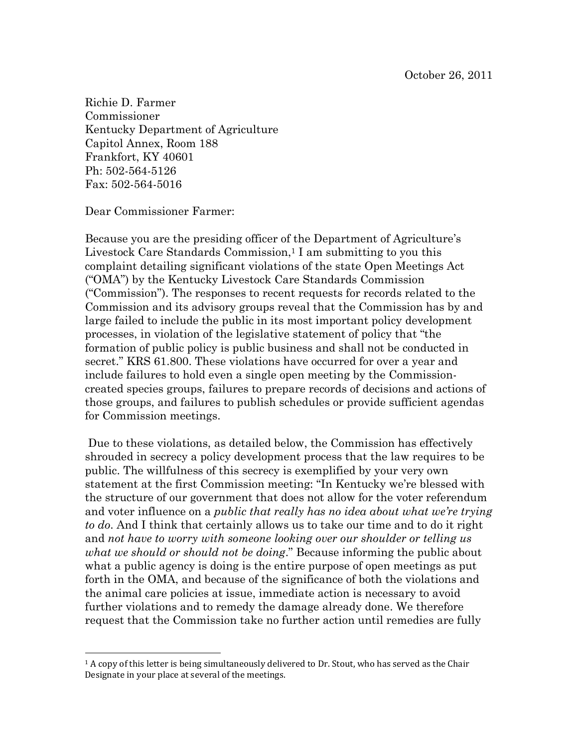October 26, 2011

Richie D. Farmer
Commissioner
Kentucky Department of Agriculture
Capitol Annex, Room 188
Frankfort, KY 40601
Ph: 502-564-5126
Fax: 502-564-5016

Dear Commissioner Farmer:

Because you are the presiding officer of the Department of Agriculture's Livestock Care Standards Commission,[1] I am submitting to you this complaint detailing significant violations of the state Open Meetings Act ("OMA") by the Kentucky Livestock Care Standards Commission ("Commission"). The responses to recent requests for records related to the Commission and its advisory groups reveal that the Commission has by and large failed to include the public in its most important policy development processes, in violation of the legislative statement of policy that "the formation of public policy is public business and shall not be conducted in secret." KRS 61.800. These violations have occurred for over a year and include failures to hold even a single open meeting by the Commission-created species groups, failures to prepare records of decisions and actions of those groups, and failures to publish schedules or provide sufficient agendas for Commission meetings.

Due to these violations, as detailed below, the Commission has effectively shrouded in secrecy a policy development process that the law requires to be public. The willfulness of this secrecy is exemplified by your very own statement at the first Commission meeting: "In Kentucky we're blessed with the structure of our government that does not allow for the voter referendum and voter influence on a *public that really has no idea about what we're trying to do*. And I think that certainly allows us to take our time and to do it right and *not have to worry with someone looking over our shoulder or telling us what we should or should not be doing*." Because informing the public about what a public agency is doing is the entire purpose of open meetings as put forth in the OMA, and because of the significance of both the violations and the animal care policies at issue, immediate action is necessary to avoid further violations and to remedy the damage already done. We therefore request that the Commission take no further action until remedies are fully

[1] A copy of this letter is being simultaneously delivered to Dr. Stout, who has served as the Chair Designate in your place at several of the meetings.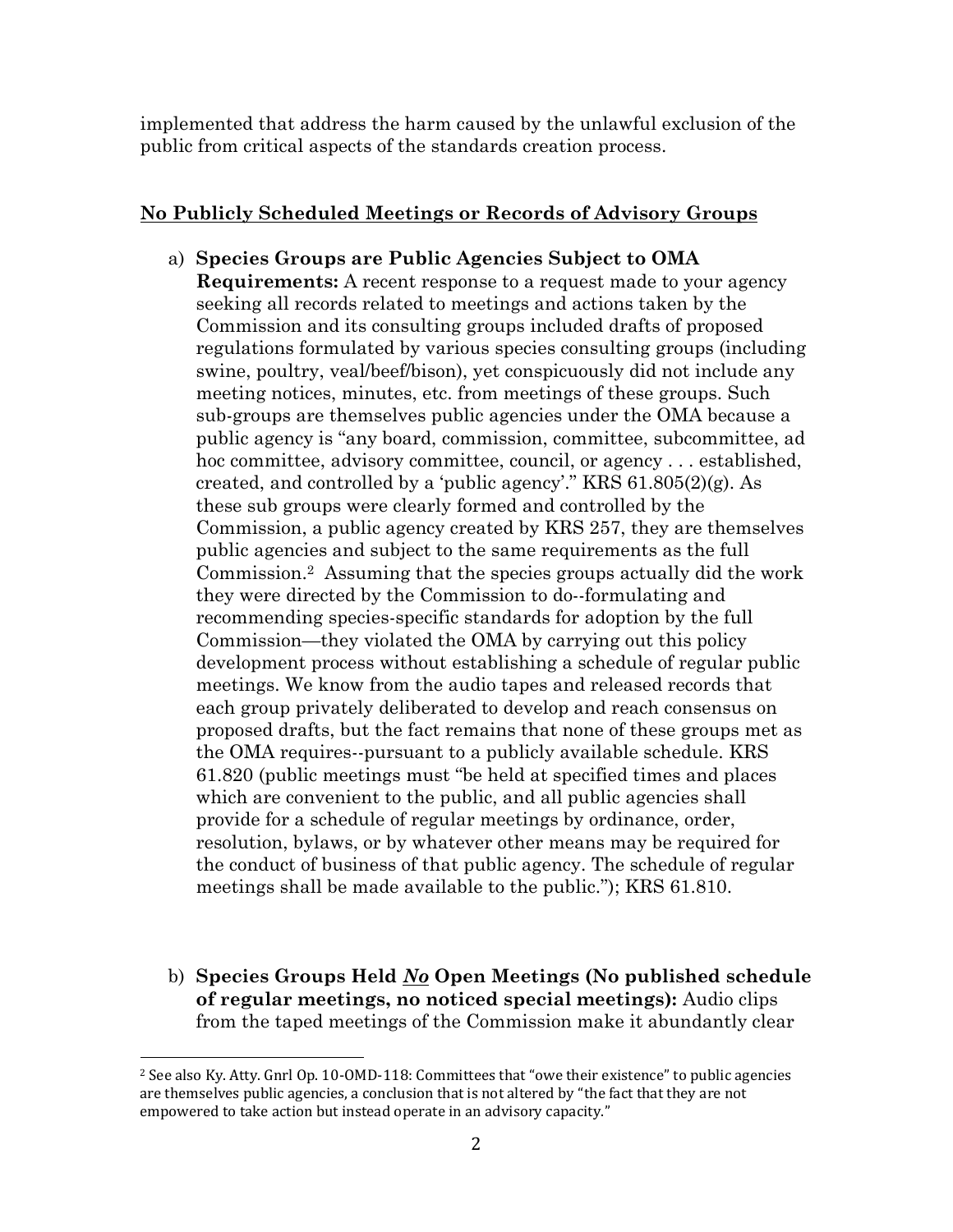implemented that address the harm caused by the unlawful exclusion of the public from critical aspects of the standards creation process.

**No Publicly Scheduled Meetings or Records of Advisory Groups**

a) **Species Groups are Public Agencies Subject to OMA Requirements:** A recent response to a request made to your agency seeking all records related to meetings and actions taken by the Commission and its consulting groups included drafts of proposed regulations formulated by various species consulting groups (including swine, poultry, veal/beef/bison), yet conspicuously did not include any meeting notices, minutes, etc. from meetings of these groups. Such sub-groups are themselves public agencies under the OMA because a public agency is "any board, commission, committee, subcommittee, ad hoc committee, advisory committee, council, or agency . . . established, created, and controlled by a 'public agency'." KRS 61.805(2)(g). As these sub groups were clearly formed and controlled by the Commission, a public agency created by KRS 257, they are themselves public agencies and subject to the same requirements as the full Commission.[2] Assuming that the species groups actually did the work they were directed by the Commission to do--formulating and recommending species-specific standards for adoption by the full Commission—they violated the OMA by carrying out this policy development process without establishing a schedule of regular public meetings. We know from the audio tapes and released records that each group privately deliberated to develop and reach consensus on proposed drafts, but the fact remains that none of these groups met as the OMA requires--pursuant to a publicly available schedule. KRS 61.820 (public meetings must "be held at specified times and places which are convenient to the public, and all public agencies shall provide for a schedule of regular meetings by ordinance, order, resolution, bylaws, or by whatever other means may be required for the conduct of business of that public agency. The schedule of regular meetings shall be made available to the public."); KRS 61.810.

b) **Species Groups Held *No* Open Meetings (No published schedule of regular meetings, no noticed special meetings):** Audio clips from the taped meetings of the Commission make it abundantly clear

---

[2] See also Ky. Atty. Gnrl Op. 10-OMD-118: Committees that "owe their existence" to public agencies are themselves public agencies, a conclusion that is not altered by "the fact that they are not empowered to take action but instead operate in an advisory capacity."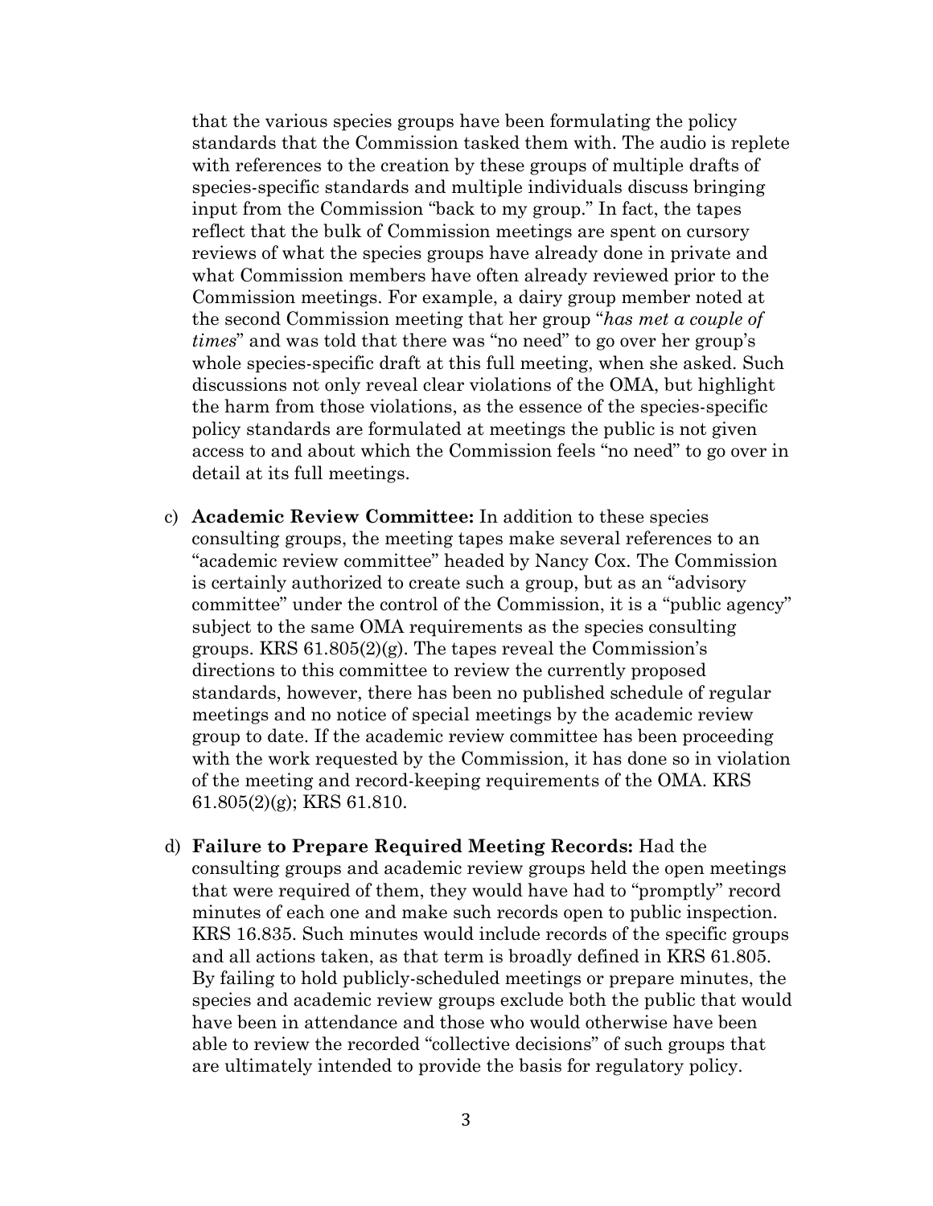that the various species groups have been formulating the policy standards that the Commission tasked them with. The audio is replete with references to the creation by these groups of multiple drafts of species-specific standards and multiple individuals discuss bringing input from the Commission "back to my group." In fact, the tapes reflect that the bulk of Commission meetings are spent on cursory reviews of what the species groups have already done in private and what Commission members have often already reviewed prior to the Commission meetings. For example, a dairy group member noted at the second Commission meeting that her group "*has met a couple of times*" and was told that there was "no need" to go over her group's whole species-specific draft at this full meeting, when she asked. Such discussions not only reveal clear violations of the OMA, but highlight the harm from those violations, as the essence of the species-specific policy standards are formulated at meetings the public is not given access to and about which the Commission feels "no need" to go over in detail at its full meetings.

c) **Academic Review Committee:** In addition to these species consulting groups, the meeting tapes make several references to an "academic review committee" headed by Nancy Cox. The Commission is certainly authorized to create such a group, but as an "advisory committee" under the control of the Commission, it is a "public agency" subject to the same OMA requirements as the species consulting groups. KRS 61.805(2)(g). The tapes reveal the Commission's directions to this committee to review the currently proposed standards, however, there has been no published schedule of regular meetings and no notice of special meetings by the academic review group to date. If the academic review committee has been proceeding with the work requested by the Commission, it has done so in violation of the meeting and record-keeping requirements of the OMA. KRS 61.805(2)(g); KRS 61.810.

d) **Failure to Prepare Required Meeting Records:** Had the consulting groups and academic review groups held the open meetings that were required of them, they would have had to "promptly" record minutes of each one and make such records open to public inspection. KRS 16.835. Such minutes would include records of the specific groups and all actions taken, as that term is broadly defined in KRS 61.805. By failing to hold publicly-scheduled meetings or prepare minutes, the species and academic review groups exclude both the public that would have been in attendance and those who would otherwise have been able to review the recorded "collective decisions" of such groups that are ultimately intended to provide the basis for regulatory policy.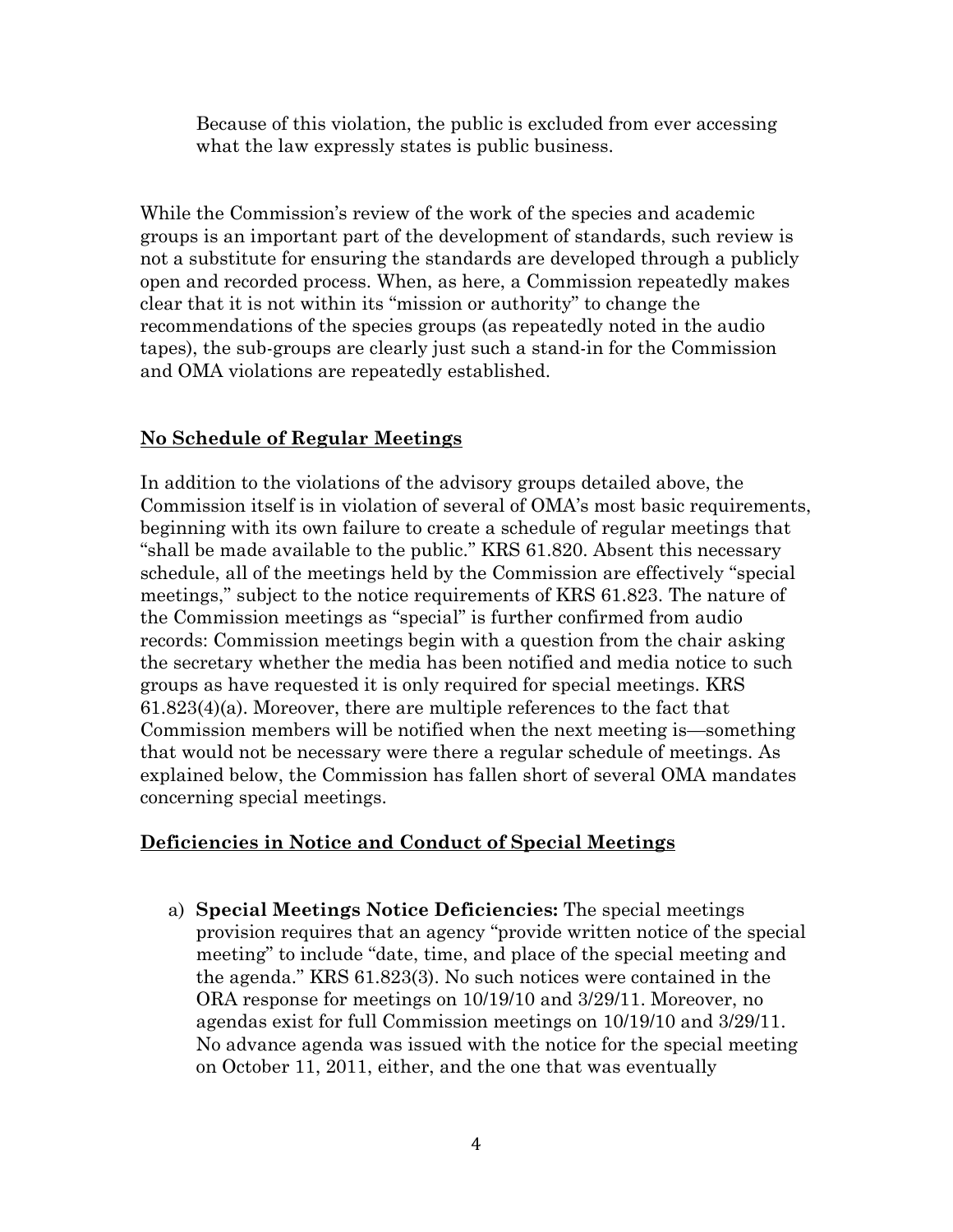> Because of this violation, the public is excluded from ever accessing what the law expressly states is public business.

While the Commission's review of the work of the species and academic groups is an important part of the development of standards, such review is not a substitute for ensuring the standards are developed through a publicly open and recorded process. When, as here, a Commission repeatedly makes clear that it is not within its "mission or authority" to change the recommendations of the species groups (as repeatedly noted in the audio tapes), the sub-groups are clearly just such a stand-in for the Commission and OMA violations are repeatedly established.

## **No Schedule of Regular Meetings**

In addition to the violations of the advisory groups detailed above, the Commission itself is in violation of several of OMA's most basic requirements, beginning with its own failure to create a schedule of regular meetings that "shall be made available to the public." KRS 61.820. Absent this necessary schedule, all of the meetings held by the Commission are effectively "special meetings," subject to the notice requirements of KRS 61.823. The nature of the Commission meetings as "special" is further confirmed from audio records: Commission meetings begin with a question from the chair asking the secretary whether the media has been notified and media notice to such groups as have requested it is only required for special meetings. KRS 61.823(4)(a). Moreover, there are multiple references to the fact that Commission members will be notified when the next meeting is—something that would not be necessary were there a regular schedule of meetings. As explained below, the Commission has fallen short of several OMA mandates concerning special meetings.

## **Deficiencies in Notice and Conduct of Special Meetings**

a) **Special Meetings Notice Deficiencies:** The special meetings provision requires that an agency "provide written notice of the special meeting" to include "date, time, and place of the special meeting and the agenda." KRS 61.823(3). No such notices were contained in the ORA response for meetings on 10/19/10 and 3/29/11. Moreover, no agendas exist for full Commission meetings on 10/19/10 and 3/29/11. No advance agenda was issued with the notice for the special meeting on October 11, 2011, either, and the one that was eventually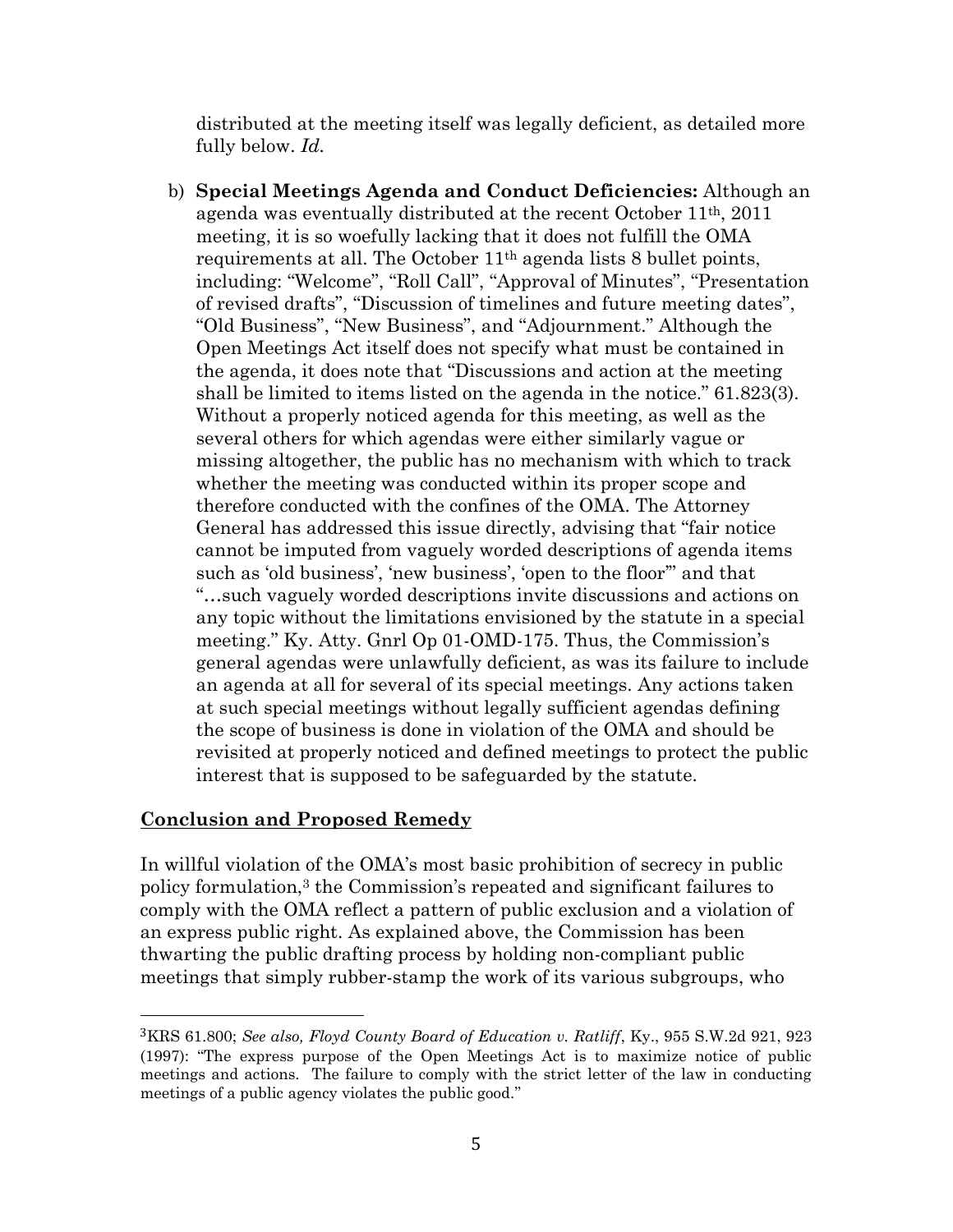distributed at the meeting itself was legally deficient, as detailed more fully below. *Id.*

b) **Special Meetings Agenda and Conduct Deficiencies:** Although an agenda was eventually distributed at the recent October 11th, 2011 meeting, it is so woefully lacking that it does not fulfill the OMA requirements at all. The October 11th agenda lists 8 bullet points, including: "Welcome", "Roll Call", "Approval of Minutes", "Presentation of revised drafts", "Discussion of timelines and future meeting dates", "Old Business", "New Business", and "Adjournment." Although the Open Meetings Act itself does not specify what must be contained in the agenda, it does note that "Discussions and action at the meeting shall be limited to items listed on the agenda in the notice." 61.823(3). Without a properly noticed agenda for this meeting, as well as the several others for which agendas were either similarly vague or missing altogether, the public has no mechanism with which to track whether the meeting was conducted within its proper scope and therefore conducted with the confines of the OMA. The Attorney General has addressed this issue directly, advising that "fair notice cannot be imputed from vaguely worded descriptions of agenda items such as 'old business', 'new business', 'open to the floor'" and that "…such vaguely worded descriptions invite discussions and actions on any topic without the limitations envisioned by the statute in a special meeting." Ky. Atty. Gnrl Op 01-OMD-175. Thus, the Commission's general agendas were unlawfully deficient, as was its failure to include an agenda at all for several of its special meetings. Any actions taken at such special meetings without legally sufficient agendas defining the scope of business is done in violation of the OMA and should be revisited at properly noticed and defined meetings to protect the public interest that is supposed to be safeguarded by the statute.

## Conclusion and Proposed Remedy

In willful violation of the OMA's most basic prohibition of secrecy in public policy formulation,[3] the Commission's repeated and significant failures to comply with the OMA reflect a pattern of public exclusion and a violation of an express public right. As explained above, the Commission has been thwarting the public drafting process by holding non-compliant public meetings that simply rubber-stamp the work of its various subgroups, who

---

[3] KRS 61.800; *See also, Floyd County Board of Education v. Ratliff*, Ky., 955 S.W.2d 921, 923 (1997): "The express purpose of the Open Meetings Act is to maximize notice of public meetings and actions. The failure to comply with the strict letter of the law in conducting meetings of a public agency violates the public good."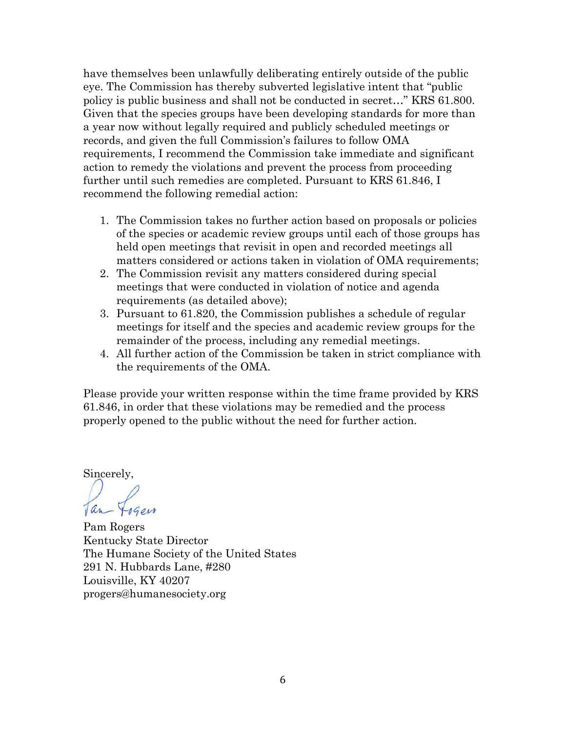have themselves been unlawfully deliberating entirely outside of the public eye. The Commission has thereby subverted legislative intent that "public policy is public business and shall not be conducted in secret…" KRS 61.800. Given that the species groups have been developing standards for more than a year now without legally required and publicly scheduled meetings or records, and given the full Commission's failures to follow OMA requirements, I recommend the Commission take immediate and significant action to remedy the violations and prevent the process from proceeding further until such remedies are completed. Pursuant to KRS 61.846, I recommend the following remedial action:

1. The Commission takes no further action based on proposals or policies of the species or academic review groups until each of those groups has held open meetings that revisit in open and recorded meetings all matters considered or actions taken in violation of OMA requirements;
2. The Commission revisit any matters considered during special meetings that were conducted in violation of notice and agenda requirements (as detailed above);
3. Pursuant to 61.820, the Commission publishes a schedule of regular meetings for itself and the species and academic review groups for the remainder of the process, including any remedial meetings.
4. All further action of the Commission be taken in strict compliance with the requirements of the OMA.

Please provide your written response within the time frame provided by KRS 61.846, in order that these violations may be remedied and the process properly opened to the public without the need for further action.

Sincerely,

Pam Rogers

Pam Rogers
Kentucky State Director
The Humane Society of the United States
291 N. Hubbards Lane, #280
Louisville, KY 40207
progers@humanesociety.org